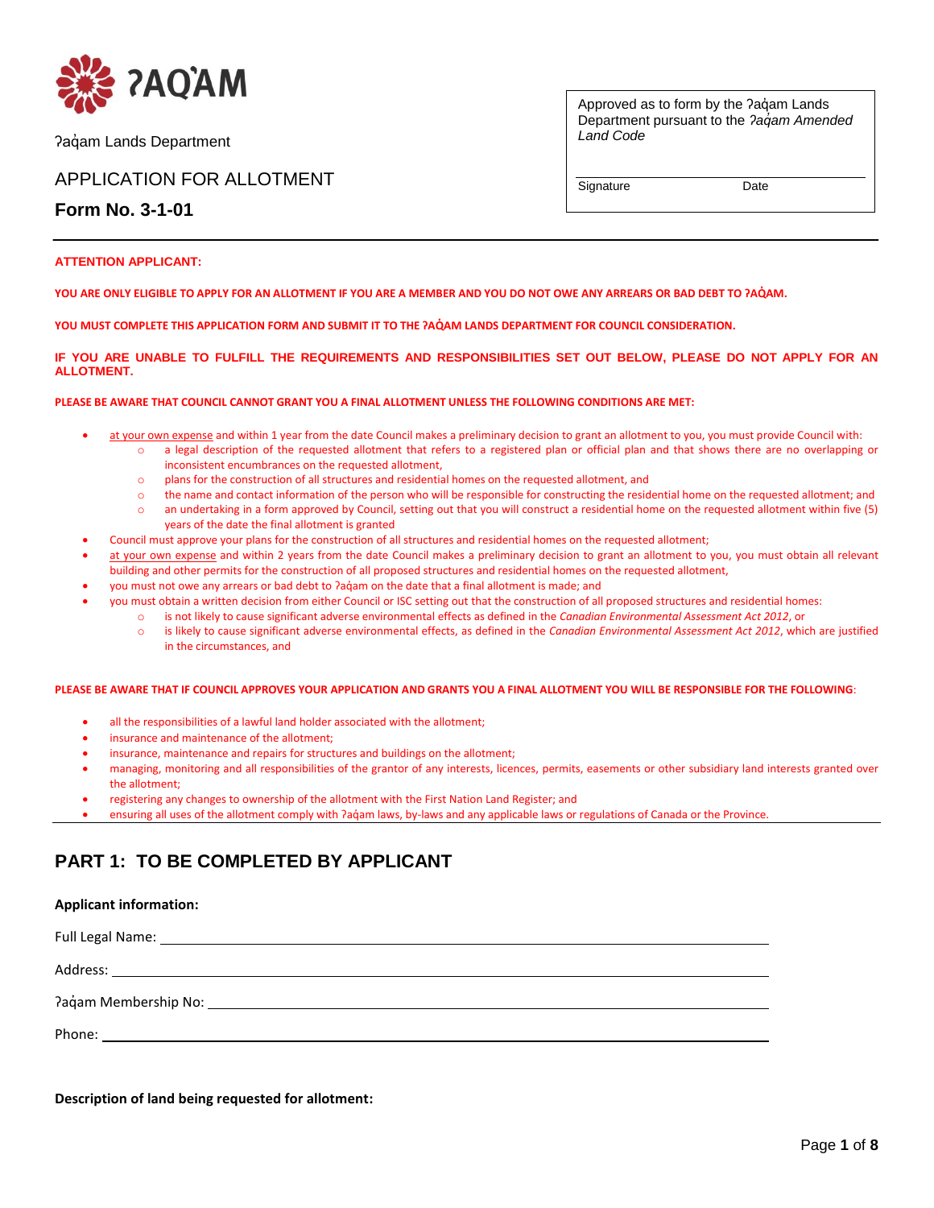ʔAQ̓AM

ʔaq̓am Lands Department

APPLICATION FOR ALLOTMENT

**Form No. 3-1-01**

| Approved as to form by the ʔaq̓am Lands Department pursuant to the *ʔaq̓am Amended Land Code* | |
|---|---|
| Signature | Date |

---

**ATTENTION APPLICANT:**

**YOU ARE ONLY ELIGIBLE TO APPLY FOR AN ALLOTMENT IF YOU ARE A MEMBER AND YOU DO NOT OWE ANY ARREARS OR BAD DEBT TO ʔAQ̓AM.**

**YOU MUST COMPLETE THIS APPLICATION FORM AND SUBMIT IT TO THE ʔAQ̓AM LANDS DEPARTMENT FOR COUNCIL CONSIDERATION.**

**IF YOU ARE UNABLE TO FULFILL THE REQUIREMENTS AND RESPONSIBILITIES SET OUT BELOW, PLEASE DO NOT APPLY FOR AN ALLOTMENT.**

**PLEASE BE AWARE THAT COUNCIL CANNOT GRANT YOU A FINAL ALLOTMENT UNLESS THE FOLLOWING CONDITIONS ARE MET:**

- at your own expense and within 1 year from the date Council makes a preliminary decision to grant an allotment to you, you must provide Council with:
  - a legal description of the requested allotment that refers to a registered plan or official plan and that shows there are no overlapping or inconsistent encumbrances on the requested allotment,
  - plans for the construction of all structures and residential homes on the requested allotment, and
  - the name and contact information of the person who will be responsible for constructing the residential home on the requested allotment; and
  - an undertaking in a form approved by Council, setting out that you will construct a residential home on the requested allotment within five (5) years of the date the final allotment is granted
- Council must approve your plans for the construction of all structures and residential homes on the requested allotment;
- at your own expense and within 2 years from the date Council makes a preliminary decision to grant an allotment to you, you must obtain all relevant building and other permits for the construction of all proposed structures and residential homes on the requested allotment,
- you must not owe any arrears or bad debt to ʔaq̓am on the date that a final allotment is made; and
- you must obtain a written decision from either Council or ISC setting out that the construction of all proposed structures and residential homes:
  - is not likely to cause significant adverse environmental effects as defined in the *Canadian Environmental Assessment Act 2012*, or
  - is likely to cause significant adverse environmental effects, as defined in the *Canadian Environmental Assessment Act 2012*, which are justified in the circumstances, and

**PLEASE BE AWARE THAT IF COUNCIL APPROVES YOUR APPLICATION AND GRANTS YOU A FINAL ALLOTMENT YOU WILL BE RESPONSIBLE FOR THE FOLLOWING:**

- all the responsibilities of a lawful land holder associated with the allotment;
- insurance and maintenance of the allotment;
- insurance, maintenance and repairs for structures and buildings on the allotment;
- managing, monitoring and all responsibilities of the grantor of any interests, licences, permits, easements or other subsidiary land interests granted over the allotment;
- registering any changes to ownership of the allotment with the First Nation Land Register; and
- ensuring all uses of the allotment comply with ʔaq̓am laws, by-laws and any applicable laws or regulations of Canada or the Province.

---

## PART 1: TO BE COMPLETED BY APPLICANT

**Applicant information:**

Full Legal Name: ______________________________

Address: ______________________________

ʔaq̓am Membership No: ______________________________

Phone: ______________________________

**Description of land being requested for allotment:**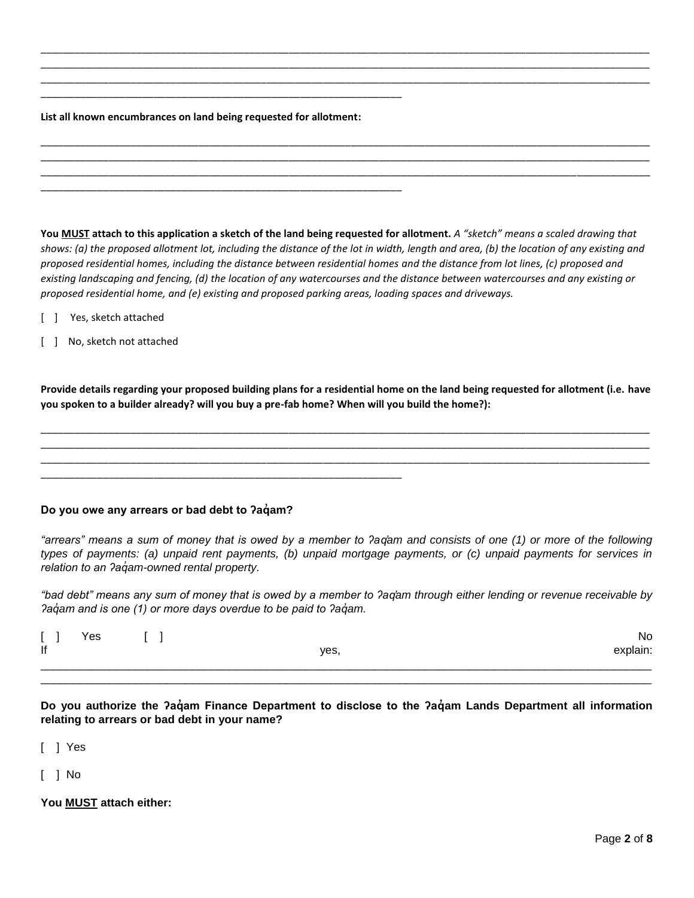\_\_\_\_\_\_\_\_\_\_\_\_\_\_\_\_\_\_\_\_\_\_\_\_\_\_\_\_\_\_\_\_\_\_\_\_\_\_\_\_\_\_\_\_\_\_\_\_\_\_\_\_\_\_\_\_\_\_\_\_\_\_\_\_\_\_\_\_\_\_\_\_\_\_\_\_\_\_\_\_\_\_\_\_\_\_\_\_\_\_\_\_\_\_\_\_\_\_\_\_\_\_\_\_\_\_\_\_\_\_\_\_\_\_\_\_\_\_\_\_\_\_\_\_\_\_\_\_\_\_\_\_\_\_\_\_\_\_\_\_\_\_\_\_\_\_\_\_\_\_\_\_\_\_\_\_\_\_\_\_\_\_\_\_\_\_\_\_\_\_\_\_\_\_\_\_\_\_\_\_\_\_\_\_\_\_\_\_\_\_\_\_\_\_\_\_\_\_\_\_\_\_\_\_\_\_\_\_\_\_\_\_\_\_\_\_\_\_\_\_\_\_\_\_\_\_\_\_\_\_\_\_\_\_\_\_\_\_\_\_\_\_\_\_\_\_\_\_\_\_\_\_\_\_\_\_\_\_\_\_\_\_\_\_\_\_\_\_\_\_\_\_\_\_\_\_\_\_\_\_\_\_\_\_\_\_\_\_\_\_\_\_\_\_\_\_\_\_\_\_\_\_\_\_\_\_\_\_\_\_\_\_\_\_\_\_\_\_\_\_\_\_\_\_\_\_\_\_\_\_\_\_\_\_\_\_\_\_\_\_\_\_\_\_\_\_\_\_\_\_\_\_\_\_\_\_\_\_\_\_\_\_\_\_\_\_\_\_\_\_\_\_\_\_\_\_\_\_\_\_\_\_\_\_\_\_\_\_\_\_\_\_\_\_\_\_\_\_\_\_\_\_\_\_\_\_\_\_\_\_\_\_\_\_

**List all known encumbrances on land being requested for allotment:**

\_\_\_\_\_\_\_\_\_\_\_\_\_\_\_\_\_\_\_\_\_\_\_\_\_\_\_\_\_\_\_\_\_\_\_\_\_\_\_\_\_\_\_\_\_\_\_\_\_\_\_\_\_\_\_\_\_\_\_\_\_\_\_\_\_\_\_\_\_\_\_\_\_\_\_\_\_\_\_\_\_\_\_\_\_\_\_\_\_\_\_\_\_\_\_\_\_\_\_\_\_\_\_\_\_\_\_\_\_\_\_\_\_\_\_\_\_\_\_\_\_\_\_\_\_\_\_\_\_\_\_\_\_\_\_\_\_\_\_\_\_\_\_\_\_\_\_\_\_\_\_\_\_\_\_\_\_\_\_\_\_\_\_\_\_\_\_\_\_\_\_\_\_\_\_\_\_\_\_\_\_\_\_\_\_\_\_\_\_\_\_\_\_\_\_\_\_\_\_\_\_\_\_\_\_\_\_\_\_\_\_\_\_\_\_\_\_\_\_\_\_\_\_\_\_\_\_\_\_\_\_\_\_\_\_\_\_\_\_\_\_\_\_\_\_\_\_\_\_\_\_\_\_\_\_\_\_\_\_\_\_\_\_\_\_\_\_\_\_\_\_\_\_\_\_\_\_\_\_\_\_\_\_\_\_\_\_\_\_\_\_\_\_\_\_\_\_\_\_\_\_\_\_\_\_\_\_\_\_\_\_\_\_\_\_\_\_\_\_\_\_\_\_\_\_\_\_\_\_\_\_\_\_\_\_\_\_\_\_\_\_\_\_\_\_\_\_\_\_\_\_\_\_\_\_\_\_\_\_\_\_\_\_\_\_\_\_\_\_\_\_\_\_\_\_\_\_\_\_\_\_\_\_\_\_\_\_\_\_\_\_\_\_\_\_\_

**You MUST attach to this application a sketch of the land being requested for allotment.** *A "sketch" means a scaled drawing that shows: (a) the proposed allotment lot, including the distance of the lot in width, length and area, (b) the location of any existing and proposed residential homes, including the distance between residential homes and the distance from lot lines, (c) proposed and existing landscaping and fencing, (d) the location of any watercourses and the distance between watercourses and any existing or proposed residential home, and (e) existing and proposed parking areas, loading spaces and driveways.*

[ ] Yes, sketch attached

[ ] No, sketch not attached

**Provide details regarding your proposed building plans for a residential home on the land being requested for allotment (i.e. have you spoken to a builder already? will you buy a pre-fab home? When will you build the home?):**

\_\_\_\_\_\_\_\_\_\_\_\_\_\_\_\_\_\_\_\_\_\_\_\_\_\_\_\_\_\_\_\_\_\_\_\_\_\_\_\_\_\_\_\_\_\_\_\_\_\_\_\_\_\_\_\_\_\_\_\_\_\_\_\_\_\_\_\_\_\_\_\_\_\_\_\_\_\_\_\_\_\_\_\_\_\_\_\_\_\_\_\_\_\_\_\_\_\_\_\_\_\_\_\_\_\_\_\_\_\_\_\_\_\_\_\_\_\_\_\_\_\_\_\_\_\_\_\_\_\_\_\_\_\_\_\_\_\_\_\_\_\_\_\_\_\_\_\_\_\_\_\_\_\_\_\_\_\_\_\_\_\_\_\_\_\_\_\_\_\_\_\_\_\_\_\_\_\_\_\_\_\_\_\_\_\_\_\_\_\_\_\_\_\_\_\_\_\_\_\_\_\_\_\_\_\_\_\_\_\_\_\_\_\_\_\_\_\_\_\_\_\_\_\_\_\_\_\_\_\_\_\_\_\_\_\_\_\_\_\_\_\_\_\_\_\_\_\_\_\_\_\_\_\_\_\_\_\_\_\_\_\_\_\_\_\_\_\_\_\_\_\_\_\_\_\_\_\_\_\_\_\_\_\_\_\_\_\_\_\_\_\_\_\_\_\_\_\_\_\_\_\_\_\_\_\_\_\_\_\_\_\_\_\_\_\_\_\_\_\_\_\_\_\_\_\_\_\_\_\_\_\_\_\_\_\_\_\_\_\_\_\_\_\_\_\_\_\_\_\_\_\_\_\_\_\_\_\_\_\_\_\_\_\_\_\_\_\_\_\_\_\_\_\_\_\_\_\_\_\_\_\_\_\_\_\_\_\_\_\_\_\_\_\_\_\_\_\_\_\_

**Do you owe any arrears or bad debt to ʔaq̓am?**

*"arrears" means a sum of money that is owed by a member to ʔaq̓am and consists of one (1) or more of the following types of payments: (a) unpaid rent payments, (b) unpaid mortgage payments, or (c) unpaid payments for services in relation to an ʔaq̓am-owned rental property.*

*"bad debt" means any sum of money that is owed by a member to ʔaq̓am through either lending or revenue receivable by ʔaq̓am and is one (1) or more days overdue to be paid to ʔaq̓am.*

[ ] Yes [ ] No

If yes, explain:

\_\_\_\_\_\_\_\_\_\_\_\_\_\_\_\_\_\_\_\_\_\_\_\_\_\_\_\_\_\_\_\_\_\_\_\_\_\_\_\_\_\_\_\_\_\_\_\_\_\_\_\_\_\_\_\_\_\_\_\_\_\_\_\_\_\_\_\_\_\_\_\_\_\_\_\_\_\_\_\_\_\_\_\_\_\_\_\_\_\_\_\_\_\_\_\_\_\_\_\_\_\_\_\_\_\_\_\_\_\_\_\_\_\_\_\_\_\_\_\_\_\_\_\_\_\_\_\_\_\_\_\_\_\_\_\_\_\_\_\_\_\_\_\_\_\_\_\_\_\_\_\_\_\_\_\_\_\_\_\_\_\_\_\_\_\_\_\_\_\_\_\_\_\_\_\_\_\_\_\_\_\_\_\_\_\_\_\_\_\_\_\_\_\_\_\_\_\_\_\_\_\_\_\_\_\_\_\_\_\_\_\_\_\_\_\_\_\_\_\_\_\_\_\_\_\_\_\_\_\_\_\_\_\_\_\_\_\_\_\_\_\_\_\_\_\_\_\_\_\_\_\_\_\_\_\_\_\_\_\_\_\_\_\_\_\_\_\_\_\_\_\_\_\_\_\_\_\_\_\_\_\_\_\_\_\_\_\_\_\_\_\_\_

**Do you authorize the ʔaq̓am Finance Department to disclose to the ʔaq̓am Lands Department all information relating to arrears or bad debt in your name?**

[ ] Yes

[ ] No

**You MUST attach either:**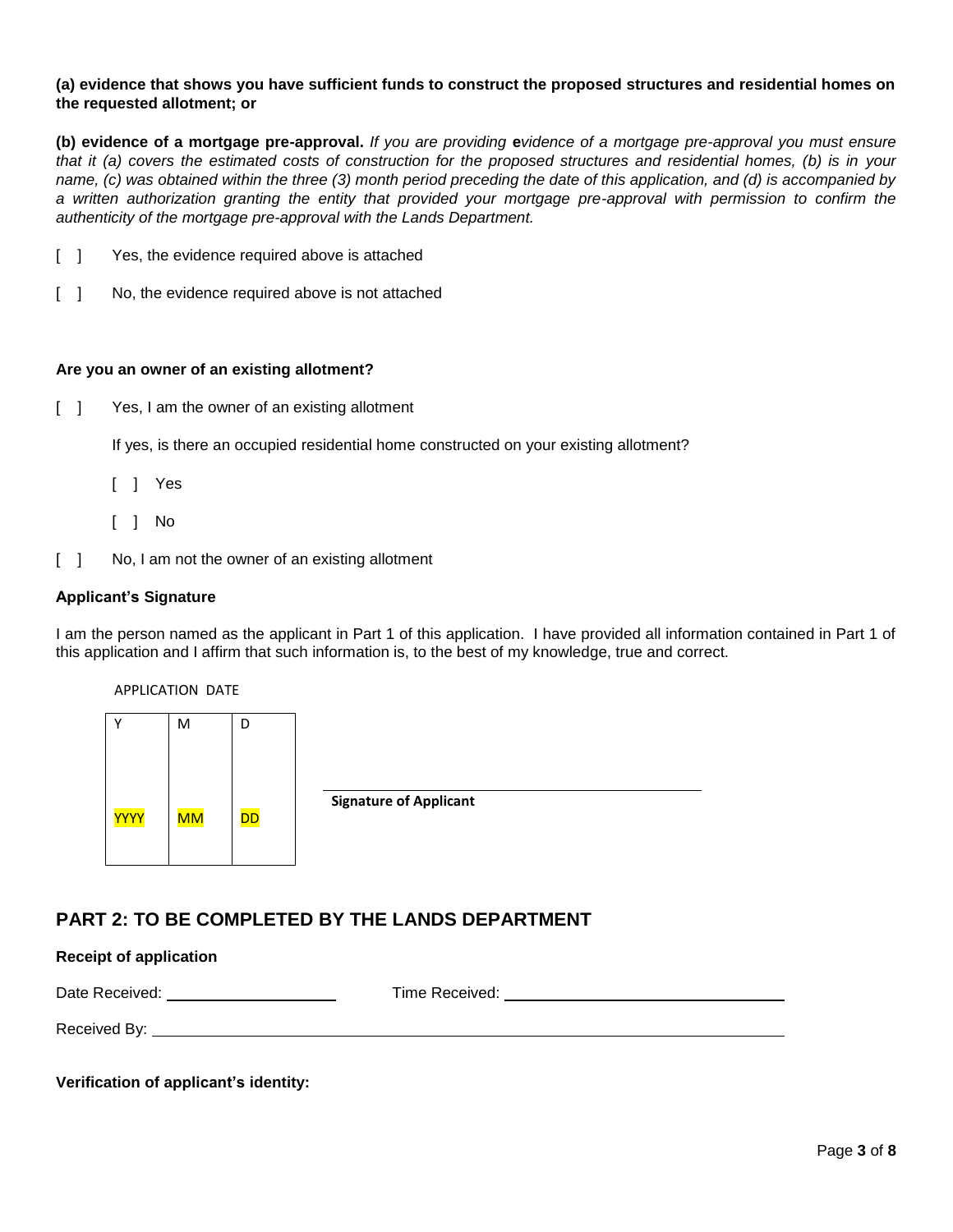**(a) evidence that shows you have sufficient funds to construct the proposed structures and residential homes on the requested allotment; or**

**(b) evidence of a mortgage pre-approval.** *If you are providing* **e***vidence of a mortgage pre-approval you must ensure that it (a) covers the estimated costs of construction for the proposed structures and residential homes, (b) is in your name, (c) was obtained within the three (3) month period preceding the date of this application, and (d) is accompanied by a written authorization granting the entity that provided your mortgage pre-approval with permission to confirm the authenticity of the mortgage pre-approval with the Lands Department.*

[ ] Yes, the evidence required above is attached

[ ] No, the evidence required above is not attached

**Are you an owner of an existing allotment?**

[ ] Yes, I am the owner of an existing allotment

If yes, is there an occupied residential home constructed on your existing allotment?

[ ] Yes

[ ] No

[ ] No, I am not the owner of an existing allotment

**Applicant's Signature**

I am the person named as the applicant in Part 1 of this application. I have provided all information contained in Part 1 of this application and I affirm that such information is, to the best of my knowledge, true and correct.

APPLICATION DATE

| Y | M | D |
|---|---|---|
| YYYY | MM | DD |

______________________________
**Signature of Applicant**

## PART 2: TO BE COMPLETED BY THE LANDS DEPARTMENT

**Receipt of application**

Date Received: ____________________ Time Received: ______________________________

Received By: ______________________________________________________________

**Verification of applicant's identity:**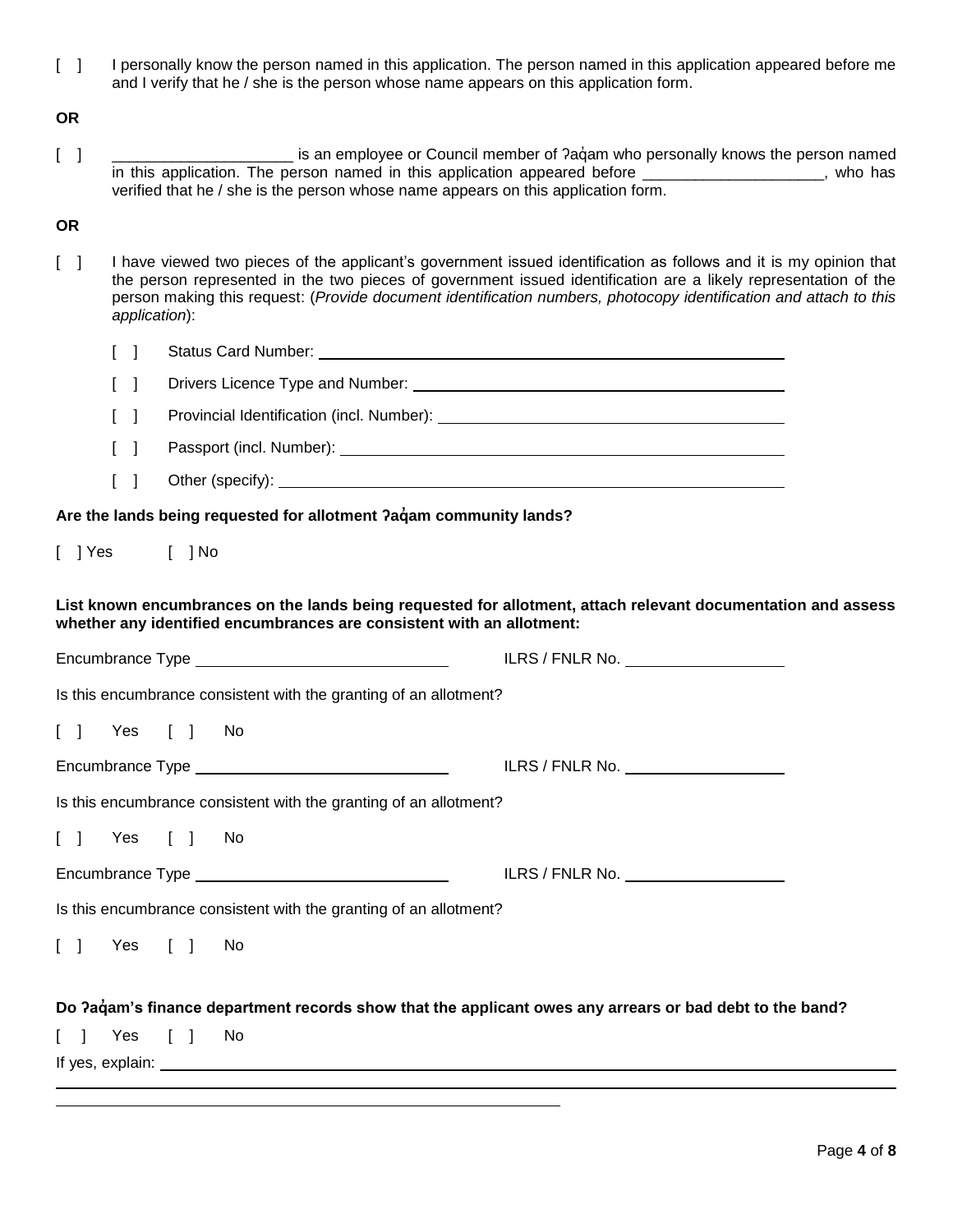[ ] I personally know the person named in this application. The person named in this application appeared before me and I verify that he / she is the person whose name appears on this application form.

**OR**

[ ] _____________________ is an employee or Council member of ʔaq̓am who personally knows the person named in this application. The person named in this application appeared before _____________________, who has verified that he / she is the person whose name appears on this application form.

**OR**

[ ] I have viewed two pieces of the applicant's government issued identification as follows and it is my opinion that the person represented in the two pieces of government issued identification are a likely representation of the person making this request: (*Provide document identification numbers, photocopy identification and attach to this application*):

- [ ] Status Card Number: ______________________________
- [ ] Drivers Licence Type and Number: ______________________________
- [ ] Provincial Identification (incl. Number): ______________________________
- [ ] Passport (incl. Number): ______________________________
- [ ] Other (specify): ______________________________

**Are the lands being requested for allotment ʔaq̓am community lands?**

[ ] Yes [ ] No

**List known encumbrances on the lands being requested for allotment, attach relevant documentation and assess whether any identified encumbrances are consistent with an allotment:**

Encumbrance Type ______________________________ ILRS / FNLR No. ____________________

Is this encumbrance consistent with the granting of an allotment?

[ ] Yes [ ] No

Encumbrance Type ______________________________ ILRS / FNLR No. ____________________

Is this encumbrance consistent with the granting of an allotment?

[ ] Yes [ ] No

Encumbrance Type ______________________________ ILRS / FNLR No. ____________________

Is this encumbrance consistent with the granting of an allotment?

[ ] Yes [ ] No

**Do ʔaq̓am's finance department records show that the applicant owes any arrears or bad debt to the band?**

[ ] Yes [ ] No

If yes, explain: ______________________________________________________________

______________________________________________________________

______________________________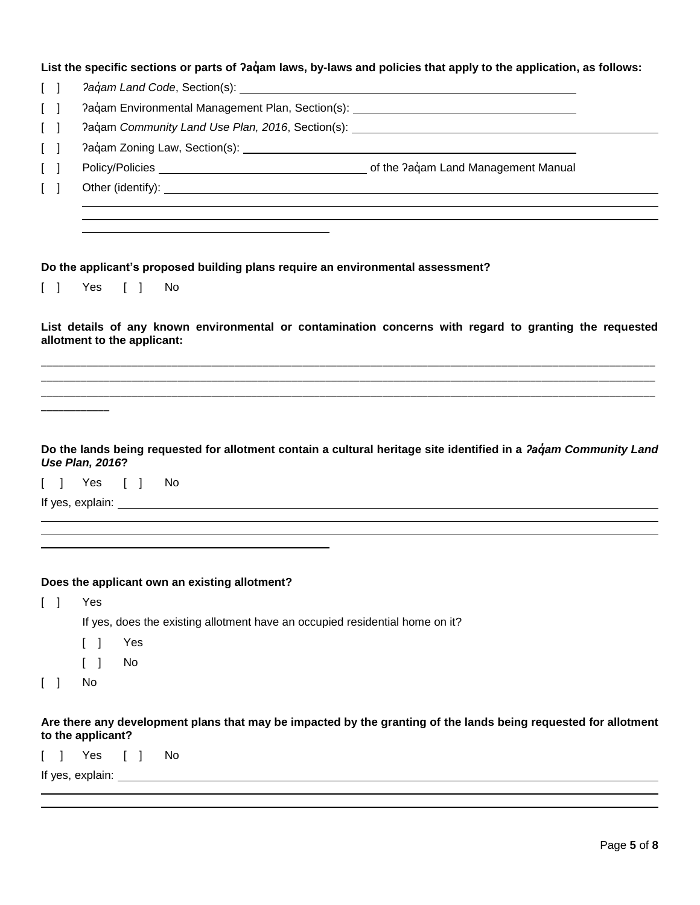**List the specific sections or parts of ʔaq̓am laws, by-laws and policies that apply to the application, as follows:**

[ ] *ʔaq̓am Land Code*, Section(s): ____________________

[ ] ʔaq̓am Environmental Management Plan, Section(s): ____________________

[ ] ʔaq̓am *Community Land Use Plan, 2016*, Section(s): ____________________

[ ] ʔaq̓am Zoning Law, Section(s): ____________________

[ ] Policy/Policies ____________________ of the ʔaq̓am Land Management Manual

[ ] Other (identify): ____________________

____________________

____________________

____________________

**Do the applicant's proposed building plans require an environmental assessment?**

[ ] Yes [ ] No

**List details of any known environmental or contamination concerns with regard to granting the requested allotment to the applicant:**

____________________

____________________

____________________

____________________

**Do the lands being requested for allotment contain a cultural heritage site identified in a *ʔaq̓am Community Land Use Plan, 2016*?**

[ ] Yes [ ] No

If yes, explain: ____________________

____________________

____________________

____________________

**Does the applicant own an existing allotment?**

[ ] Yes

If yes, does the existing allotment have an occupied residential home on it?

[ ] Yes

[ ] No

[ ] No

**Are there any development plans that may be impacted by the granting of the lands being requested for allotment to the applicant?**

[ ] Yes [ ] No

If yes, explain: ____________________

____________________

____________________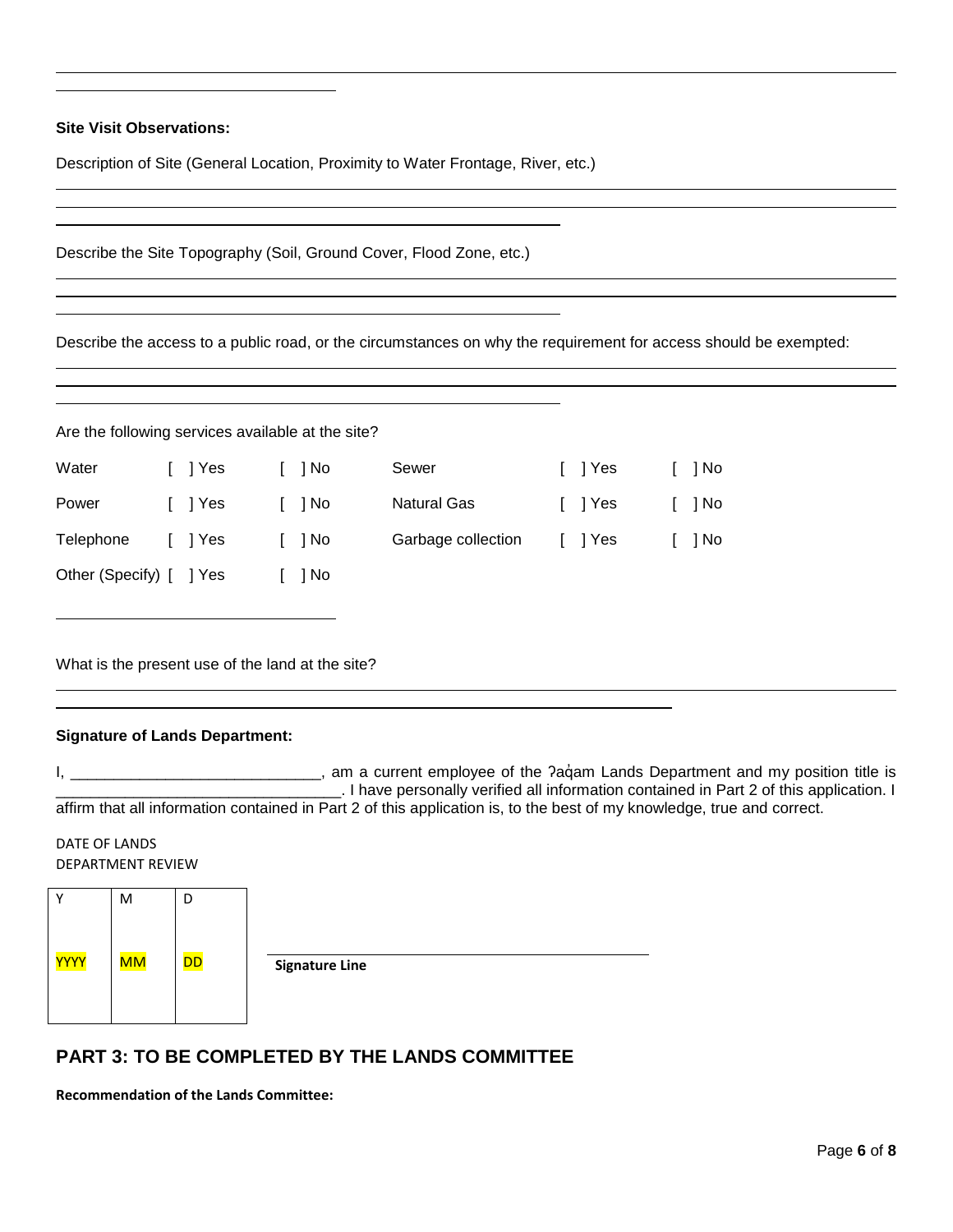**Site Visit Observations:**

Description of Site (General Location, Proximity to Water Frontage, River, etc.)

______________________________________________________________________________

______________________________________________________________________________

____________________________________________________

Describe the Site Topography (Soil, Ground Cover, Flood Zone, etc.)

______________________________________________________________________________

______________________________________________________________________________

____________________________________________________

Describe the access to a public road, or the circumstances on why the requirement for access should be exempted:

______________________________________________________________________________

______________________________________________________________________________

____________________________________________________

Are the following services available at the site?

| | | | | | |
|---|---|---|---|---|---|
| Water | [ ] Yes | [ ] No | Sewer | [ ] Yes | [ ] No |
| Power | [ ] Yes | [ ] No | Natural Gas | [ ] Yes | [ ] No |
| Telephone | [ ] Yes | [ ] No | Garbage collection | [ ] Yes | [ ] No |
| Other (Specify) | [ ] Yes | [ ] No | | | |

__________________________

What is the present use of the land at the site?

______________________________________________________________________________

____________________________________________________________

**Signature of Lands Department:**

I, _____________________________, am a current employee of the ʔaq̓am Lands Department and my position title is _________________________________. I have personally verified all information contained in Part 2 of this application. I affirm that all information contained in Part 2 of this application is, to the best of my knowledge, true and correct.

DATE OF LANDS DEPARTMENT REVIEW

| Y | M | D |
|---|---|---|
| YYYY | MM | DD |

______________________________

**Signature Line**

## PART 3: TO BE COMPLETED BY THE LANDS COMMITTEE

**Recommendation of the Lands Committee:**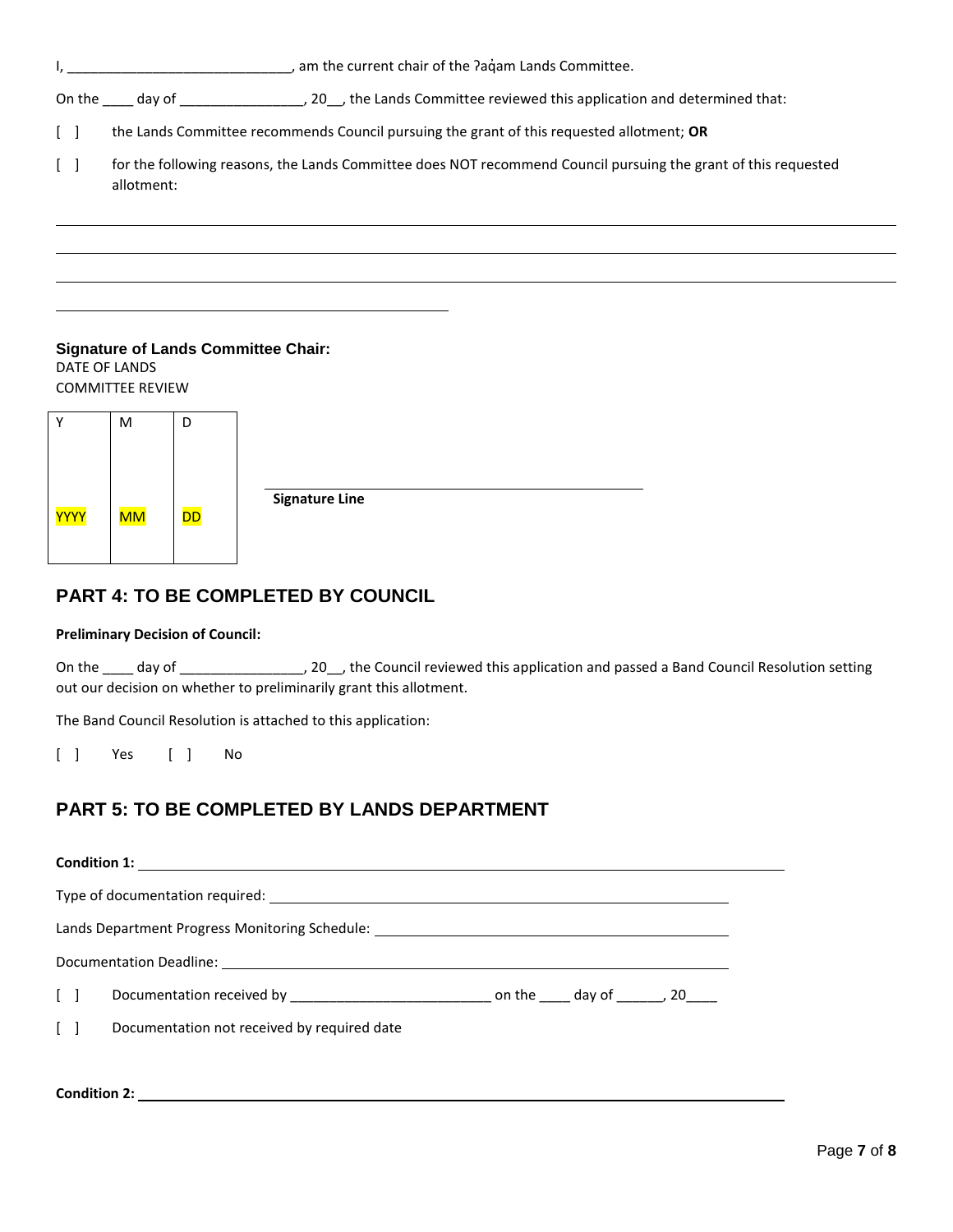I, ______________________________, am the current chair of the ʔaq̓am Lands Committee.

On the ____ day of ________________, 20__, the Lands Committee reviewed this application and determined that:

[ ] the Lands Committee recommends Council pursuing the grant of this requested allotment; **OR**

[ ] for the following reasons, the Lands Committee does NOT recommend Council pursuing the grant of this requested allotment:

______________________________________________________________________________________________

______________________________________________________________________________________________

______________________________________________________________________________________________

______________________________________________

**Signature of Lands Committee Chair:**

DATE OF LANDS COMMITTEE REVIEW

| Y | M | D |
|---|---|---|
| YYYY | MM | DD |

______________________________________________

**Signature Line**

## PART 4: TO BE COMPLETED BY COUNCIL

**Preliminary Decision of Council:**

On the ____ day of ________________, 20__, the Council reviewed this application and passed a Band Council Resolution setting out our decision on whether to preliminarily grant this allotment.

The Band Council Resolution is attached to this application:

[ ] Yes [ ] No

## PART 5: TO BE COMPLETED BY LANDS DEPARTMENT

**Condition 1:** ______________________________________________

Type of documentation required: ______________________________________________

Lands Department Progress Monitoring Schedule: ______________________________________________

Documentation Deadline: ______________________________________________

[ ] Documentation received by __________________________ on the ____ day of ______, 20____

[ ] Documentation not received by required date

**Condition 2:** ______________________________________________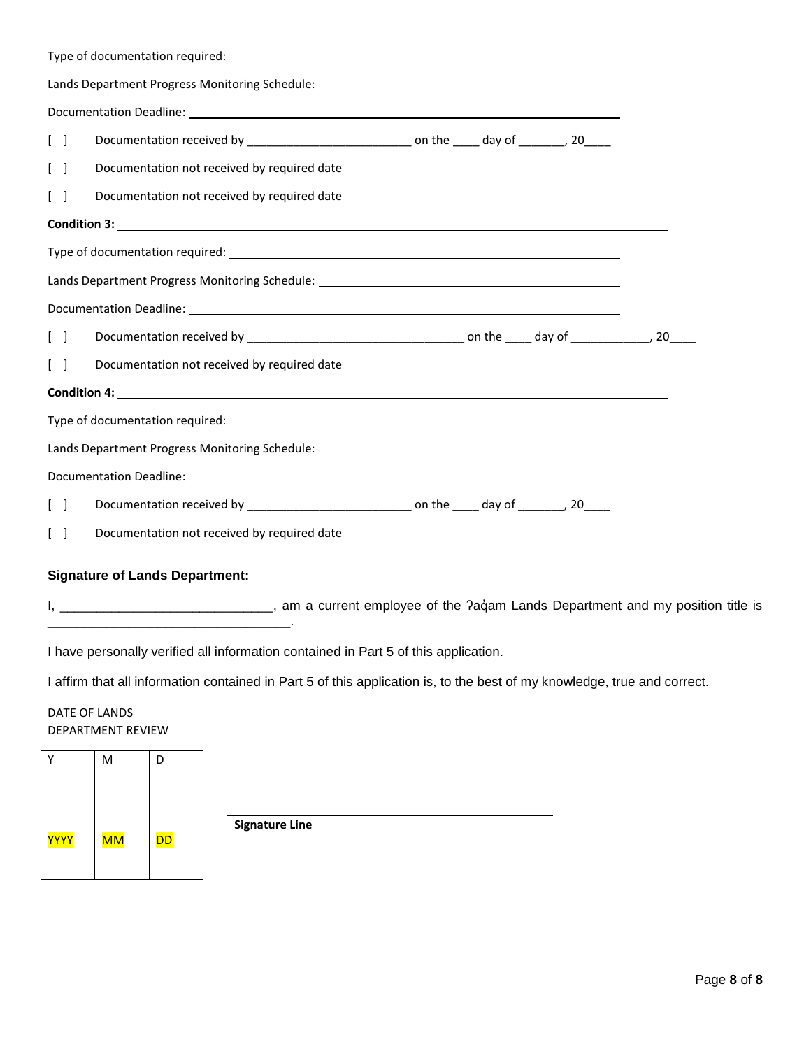Type of documentation required: ___________________________________________

Lands Department Progress Monitoring Schedule: ___________________________________

Documentation Deadline: ___________________________________________

[ ] Documentation received by __________________________ on the ____ day of _______, 20____

[ ] Documentation not received by required date

[ ] Documentation not received by required date

**Condition 3:** ___________________________________________

Type of documentation required: ___________________________________________

Lands Department Progress Monitoring Schedule: ___________________________________

Documentation Deadline: ___________________________________________

[ ] Documentation received by __________________________________ on the ____ day of ____________, 20____

[ ] Documentation not received by required date

**Condition 4:** ___________________________________________

Type of documentation required: ___________________________________________

Lands Department Progress Monitoring Schedule: ___________________________________

Documentation Deadline: ___________________________________________

[ ] Documentation received by __________________________ on the ____ day of _______, 20____

[ ] Documentation not received by required date

### Signature of Lands Department:

I, ______________________________, am a current employee of the ʔaq̓am Lands Department and my position title is ___________________________________.

I have personally verified all information contained in Part 5 of this application.

I affirm that all information contained in Part 5 of this application is, to the best of my knowledge, true and correct.

DATE OF LANDS DEPARTMENT REVIEW

| Y | M | D |
|---|---|---|
| YYYY | MM | DD |

______________________________

**Signature Line**